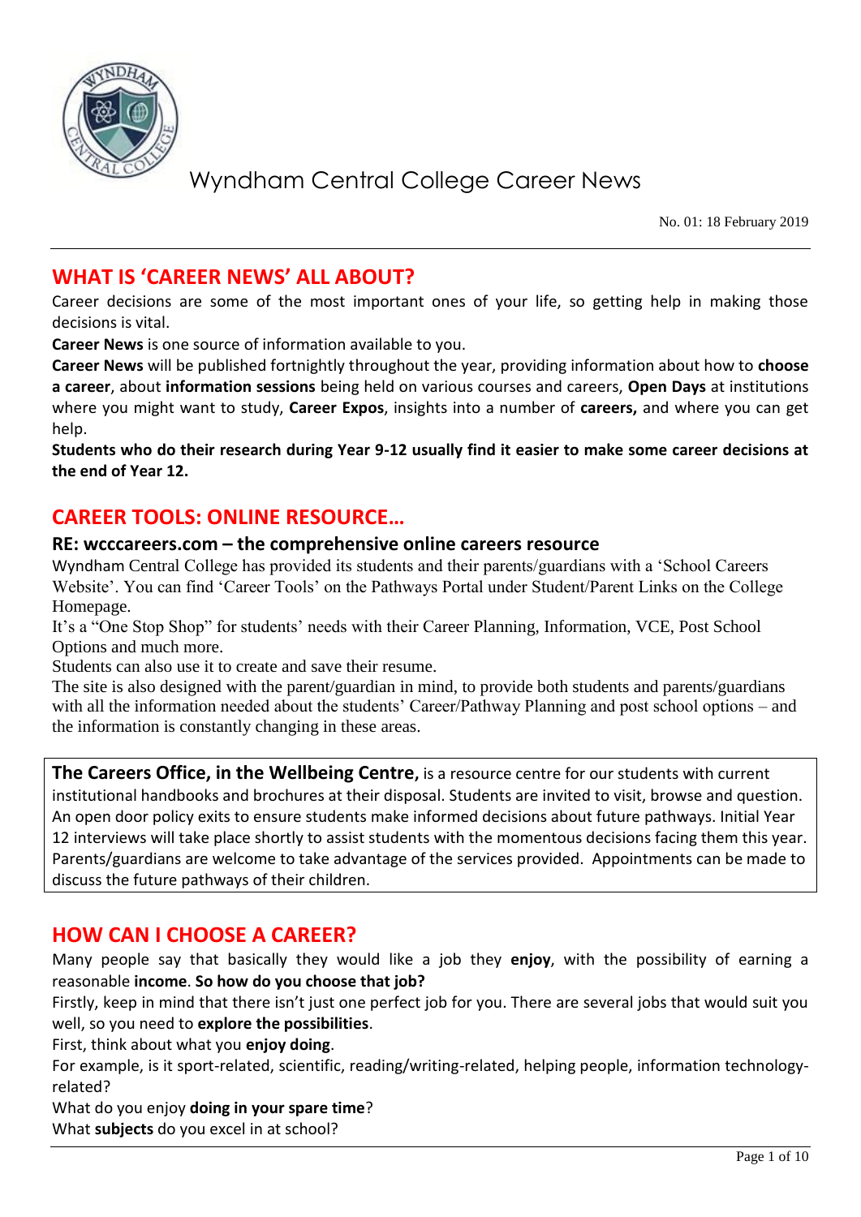# Wyndham Central College Career News

No. 01: 18 February 2019

## WHAT IS 'CAREER NEWS' ALL ABOUT?

Career decisions are some of the most important ones of your life, so getting help in making those decisions is vital.

**Career News** is one source of information available to you.

**Career News** will be published fortnightly throughout the year, providing information about how to **choose a career**, about **information sessions** being held on various courses and careers, **Open Days** at institutions where you might want to study, **Career Expos**, insights into a number of **careers,** and where you can get help.

**Students who do their research during Year 9-12 usually find it easier to make some career decisions at the end of Year 12.**

## CAREER TOOLS: ONLINE RESOURCE…

### RE: wcccareers.com – the comprehensive online careers resource

Wyndham Central College has provided its students and their parents/guardians with a 'School Careers Website'. You can find 'Career Tools' on the Pathways Portal under Student/Parent Links on the College Homepage.

It's a "One Stop Shop" for students' needs with their Career Planning, Information, VCE, Post School Options and much more.

Students can also use it to create and save their resume.

The site is also designed with the parent/guardian in mind, to provide both students and parents/guardians with all the information needed about the students' Career/Pathway Planning and post school options – and the information is constantly changing in these areas.

**The Careers Office, in the Wellbeing Centre,** is a resource centre for our students with current institutional handbooks and brochures at their disposal. Students are invited to visit, browse and question. An open door policy exits to ensure students make informed decisions about future pathways. Initial Year 12 interviews will take place shortly to assist students with the momentous decisions facing them this year. Parents/guardians are welcome to take advantage of the services provided. Appointments can be made to discuss the future pathways of their children.

## HOW CAN I CHOOSE A CAREER?

Many people say that basically they would like a job they **enjoy**, with the possibility of earning a reasonable **income**. **So how do you choose that job?**

Firstly, keep in mind that there isn't just one perfect job for you. There are several jobs that would suit you well, so you need to **explore the possibilities**.

First, think about what you **enjoy doing**.

For example, is it sport-related, scientific, reading/writing-related, helping people, information technology-related?

What do you enjoy **doing in your spare time**?

What **subjects** do you excel in at school?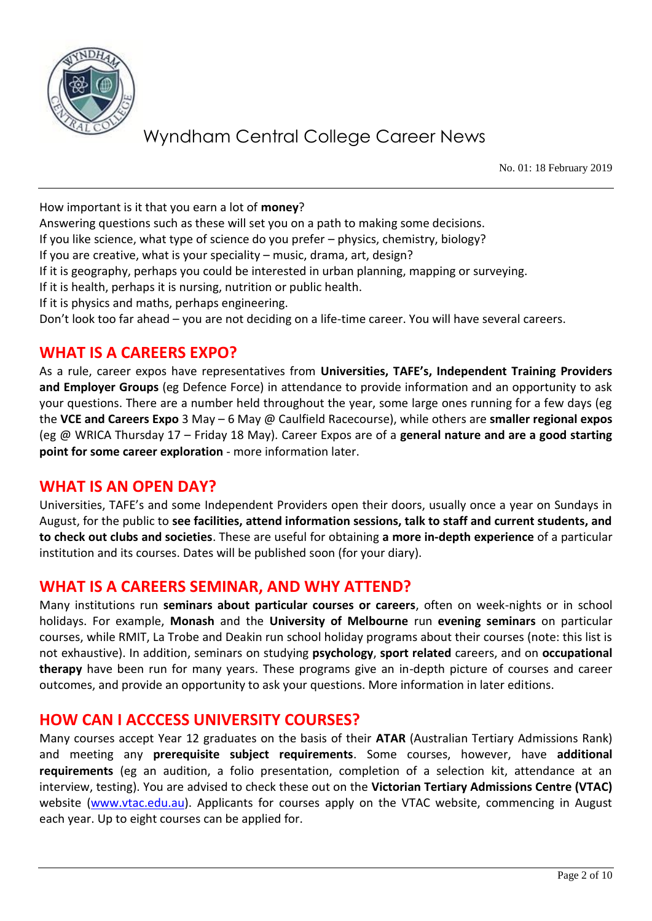How important is it that you earn a lot of **money**?
Answering questions such as these will set you on a path to making some decisions.
If you like science, what type of science do you prefer – physics, chemistry, biology?
If you are creative, what is your speciality – music, drama, art, design?
If it is geography, perhaps you could be interested in urban planning, mapping or surveying.
If it is health, perhaps it is nursing, nutrition or public health.
If it is physics and maths, perhaps engineering.
Don't look too far ahead – you are not deciding on a life-time career. You will have several careers.

## WHAT IS A CAREERS EXPO?

As a rule, career expos have representatives from **Universities, TAFE's, Independent Training Providers and Employer Groups** (eg Defence Force) in attendance to provide information and an opportunity to ask your questions. There are a number held throughout the year, some large ones running for a few days (eg the **VCE and Careers Expo** 3 May – 6 May @ Caulfield Racecourse), while others are **smaller regional expos** (eg @ WRICA Thursday 17 – Friday 18 May). Career Expos are of a **general nature and are a good starting point for some career exploration** - more information later.

## WHAT IS AN OPEN DAY?

Universities, TAFE's and some Independent Providers open their doors, usually once a year on Sundays in August, for the public to **see facilities, attend information sessions, talk to staff and current students, and to check out clubs and societies**. These are useful for obtaining **a more in-depth experience** of a particular institution and its courses. Dates will be published soon (for your diary).

## WHAT IS A CAREERS SEMINAR, AND WHY ATTEND?

Many institutions run **seminars about particular courses or careers**, often on week-nights or in school holidays. For example, **Monash** and the **University of Melbourne** run **evening seminars** on particular courses, while RMIT, La Trobe and Deakin run school holiday programs about their courses (note: this list is not exhaustive). In addition, seminars on studying **psychology**, **sport related** careers, and on **occupational therapy** have been run for many years. These programs give an in-depth picture of courses and career outcomes, and provide an opportunity to ask your questions. More information in later editions.

## HOW CAN I ACCCESS UNIVERSITY COURSES?

Many courses accept Year 12 graduates on the basis of their **ATAR** (Australian Tertiary Admissions Rank) and meeting any **prerequisite subject requirements**. Some courses, however, have **additional requirements** (eg an audition, a folio presentation, completion of a selection kit, attendance at an interview, testing). You are advised to check these out on the **Victorian Tertiary Admissions Centre (VTAC)** website (www.vtac.edu.au). Applicants for courses apply on the VTAC website, commencing in August each year. Up to eight courses can be applied for.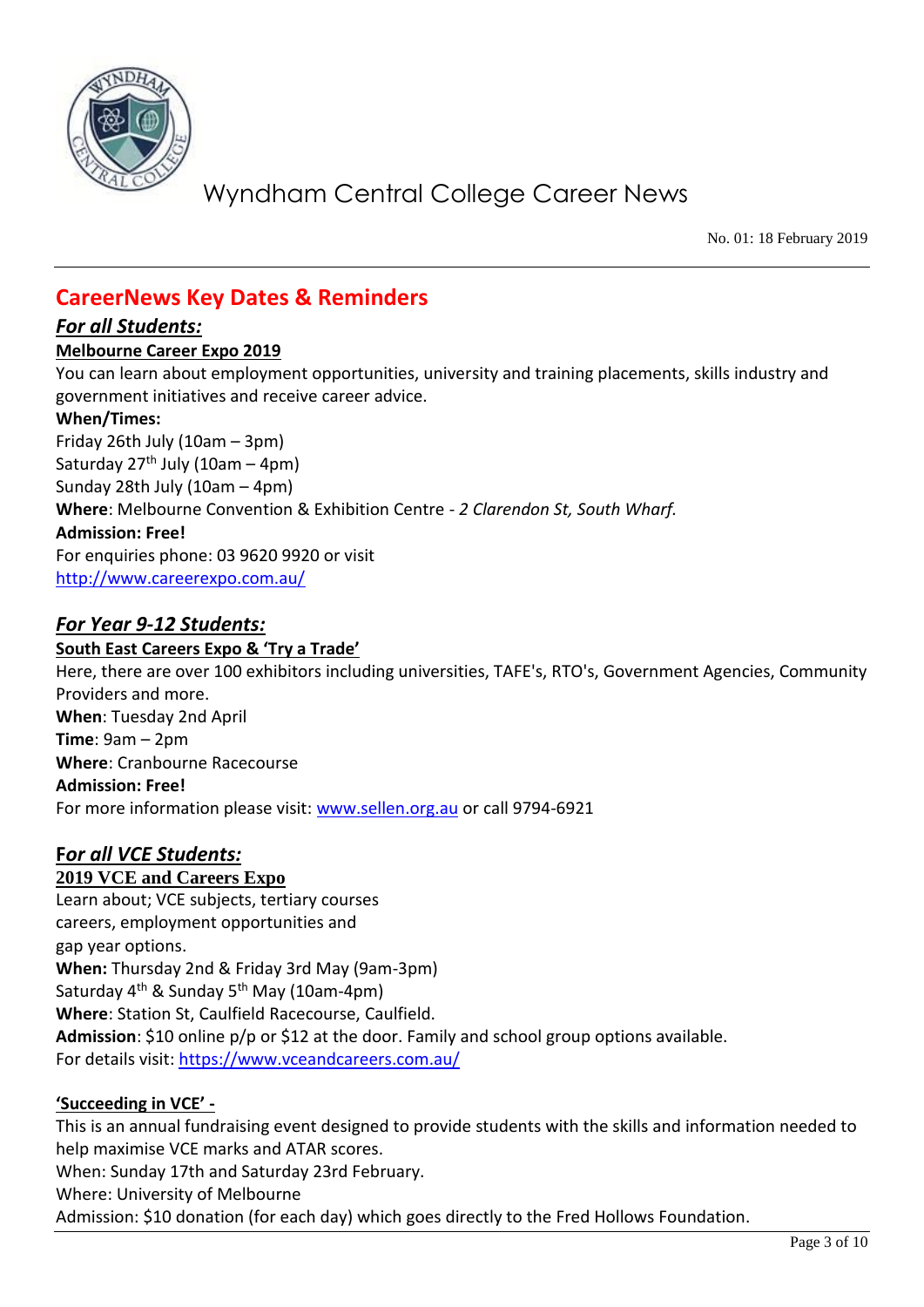Wyndham Central College Career News

No. 01: 18 February 2019

## CareerNews Key Dates & Reminders

### *For all Students:*

**Melbourne Career Expo 2019**

You can learn about employment opportunities, university and training placements, skills industry and government initiatives and receive career advice.

**When/Times:**
Friday 26th July (10am – 3pm)
Saturday 27th July (10am – 4pm)
Sunday 28th July (10am – 4pm)
**Where**: Melbourne Convention & Exhibition Centre - *2 Clarendon St, South Wharf.*
**Admission: Free!**
For enquiries phone: 03 9620 9920 or visit
http://www.careerexpo.com.au/

### *For Year 9-12 Students:*

**South East Careers Expo & 'Try a Trade'**

Here, there are over 100 exhibitors including universities, TAFE's, RTO's, Government Agencies, Community Providers and more.
**When**: Tuesday 2nd April
**Time**: 9am – 2pm
**Where**: Cranbourne Racecourse
**Admission: Free!**
For more information please visit: www.sellen.org.au or call 9794-6921

### *For all VCE Students:*

**2019 VCE and Careers Expo**

Learn about; VCE subjects, tertiary courses
careers, employment opportunities and
gap year options.
**When:** Thursday 2nd & Friday 3rd May (9am-3pm)
Saturday 4th & Sunday 5th May (10am-4pm)
**Where**: Station St, Caulfield Racecourse, Caulfield.
**Admission**: $10 online p/p or $12 at the door. Family and school group options available.
For details visit: https://www.vceandcareers.com.au/

**'Succeeding in VCE' -**

This is an annual fundraising event designed to provide students with the skills and information needed to help maximise VCE marks and ATAR scores.
When: Sunday 17th and Saturday 23rd February.
Where: University of Melbourne
Admission: $10 donation (for each day) which goes directly to the Fred Hollows Foundation.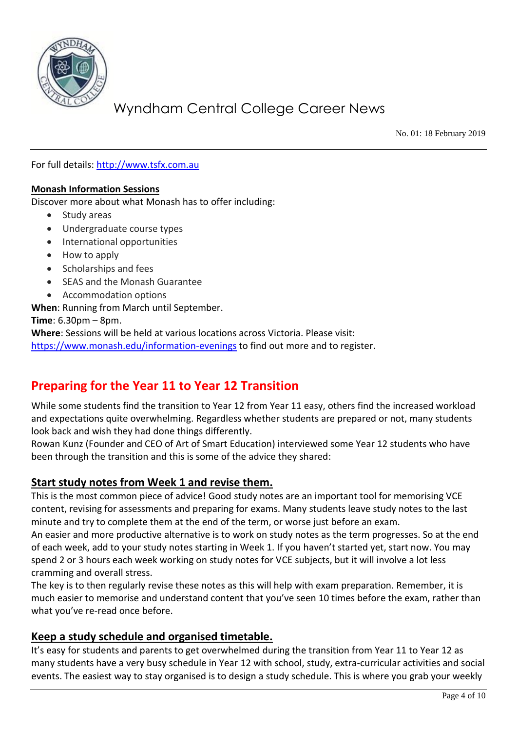For full details: [http://www.tsfx.com.au](http://www.tsfx.com.au)

**Monash Information Sessions**

Discover more about what Monash has to offer including:

- Study areas
- Undergraduate course types
- International opportunities
- How to apply
- Scholarships and fees
- SEAS and the Monash Guarantee
- Accommodation options

**When**: Running from March until September.
**Time**: 6.30pm – 8pm.
**Where**: Sessions will be held at various locations across Victoria. Please visit: [https://www.monash.edu/information-evenings](https://www.monash.edu/information-evenings) to find out more and to register.

## Preparing for the Year 11 to Year 12 Transition

While some students find the transition to Year 12 from Year 11 easy, others find the increased workload and expectations quite overwhelming. Regardless whether students are prepared or not, many students look back and wish they had done things differently.
Rowan Kunz (Founder and CEO of Art of Smart Education) interviewed some Year 12 students who have been through the transition and this is some of the advice they shared:

### Start study notes from Week 1 and revise them.

This is the most common piece of advice! Good study notes are an important tool for memorising VCE content, revising for assessments and preparing for exams. Many students leave study notes to the last minute and try to complete them at the end of the term, or worse just before an exam.
An easier and more productive alternative is to work on study notes as the term progresses. So at the end of each week, add to your study notes starting in Week 1. If you haven't started yet, start now. You may spend 2 or 3 hours each week working on study notes for VCE subjects, but it will involve a lot less cramming and overall stress.
The key is to then regularly revise these notes as this will help with exam preparation. Remember, it is much easier to memorise and understand content that you've seen 10 times before the exam, rather than what you've re-read once before.

### Keep a study schedule and organised timetable.

It's easy for students and parents to get overwhelmed during the transition from Year 11 to Year 12 as many students have a very busy schedule in Year 12 with school, study, extra-curricular activities and social events. The easiest way to stay organised is to design a study schedule. This is where you grab your weekly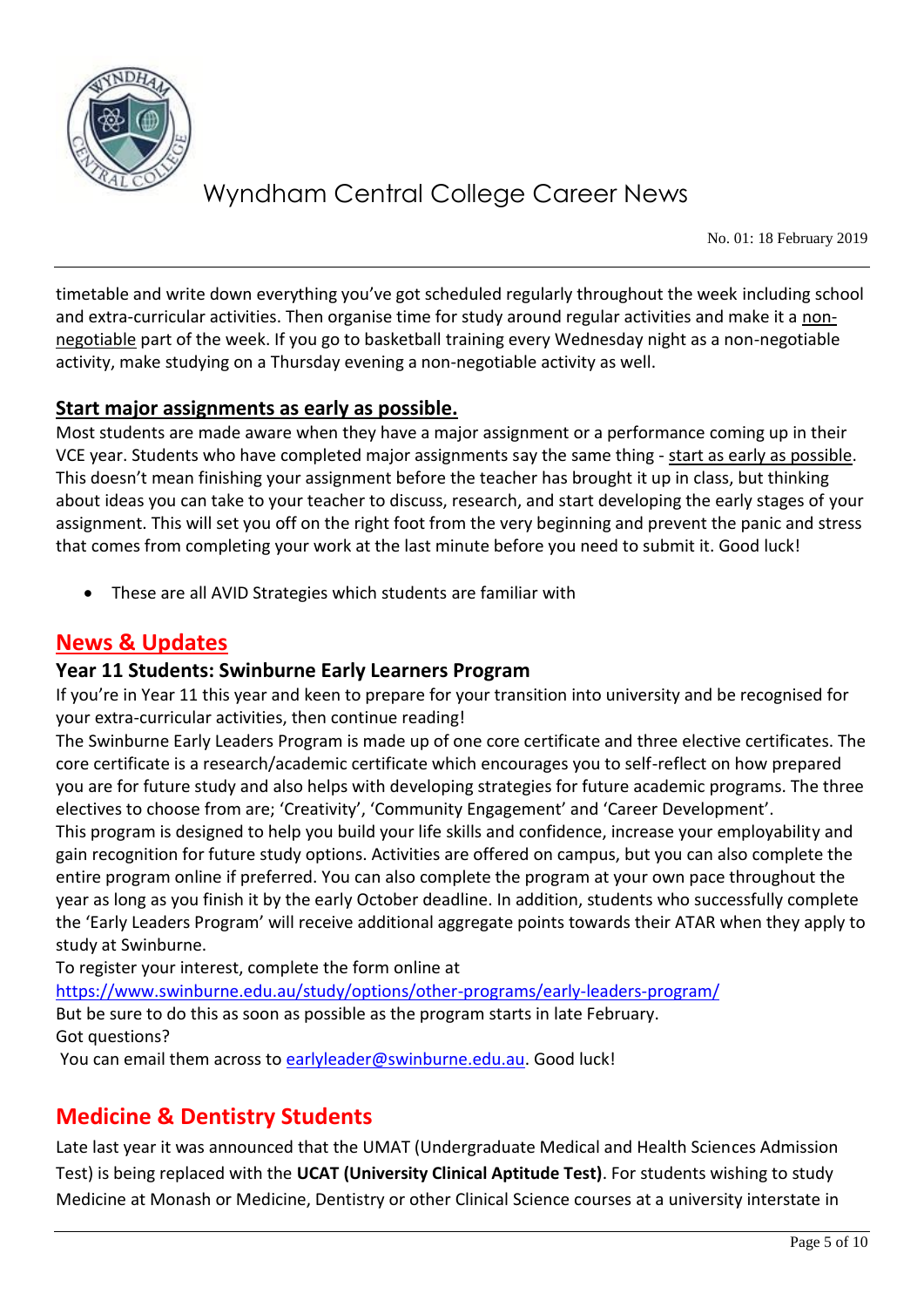timetable and write down everything you've got scheduled regularly throughout the week including school and extra-curricular activities. Then organise time for study around regular activities and make it a non-negotiable part of the week. If you go to basketball training every Wednesday night as a non-negotiable activity, make studying on a Thursday evening a non-negotiable activity as well.

### Start major assignments as early as possible.

Most students are made aware when they have a major assignment or a performance coming up in their VCE year. Students who have completed major assignments say the same thing - start as early as possible. This doesn't mean finishing your assignment before the teacher has brought it up in class, but thinking about ideas you can take to your teacher to discuss, research, and start developing the early stages of your assignment. This will set you off on the right foot from the very beginning and prevent the panic and stress that comes from completing your work at the last minute before you need to submit it. Good luck!

- These are all AVID Strategies which students are familiar with

## News & Updates

### Year 11 Students: Swinburne Early Learners Program

If you're in Year 11 this year and keen to prepare for your transition into university and be recognised for your extra-curricular activities, then continue reading!

The Swinburne Early Leaders Program is made up of one core certificate and three elective certificates. The core certificate is a research/academic certificate which encourages you to self-reflect on how prepared you are for future study and also helps with developing strategies for future academic programs. The three electives to choose from are; 'Creativity', 'Community Engagement' and 'Career Development'.

This program is designed to help you build your life skills and confidence, increase your employability and gain recognition for future study options. Activities are offered on campus, but you can also complete the entire program online if preferred. You can also complete the program at your own pace throughout the year as long as you finish it by the early October deadline. In addition, students who successfully complete the 'Early Leaders Program' will receive additional aggregate points towards their ATAR when they apply to study at Swinburne.

To register your interest, complete the form online at
https://www.swinburne.edu.au/study/options/other-programs/early-leaders-program/
But be sure to do this as soon as possible as the program starts in late February.
Got questions?
You can email them across to earlyleader@swinburne.edu.au. Good luck!

## Medicine & Dentistry Students

Late last year it was announced that the UMAT (Undergraduate Medical and Health Sciences Admission Test) is being replaced with the **UCAT (University Clinical Aptitude Test)**. For students wishing to study Medicine at Monash or Medicine, Dentistry or other Clinical Science courses at a university interstate in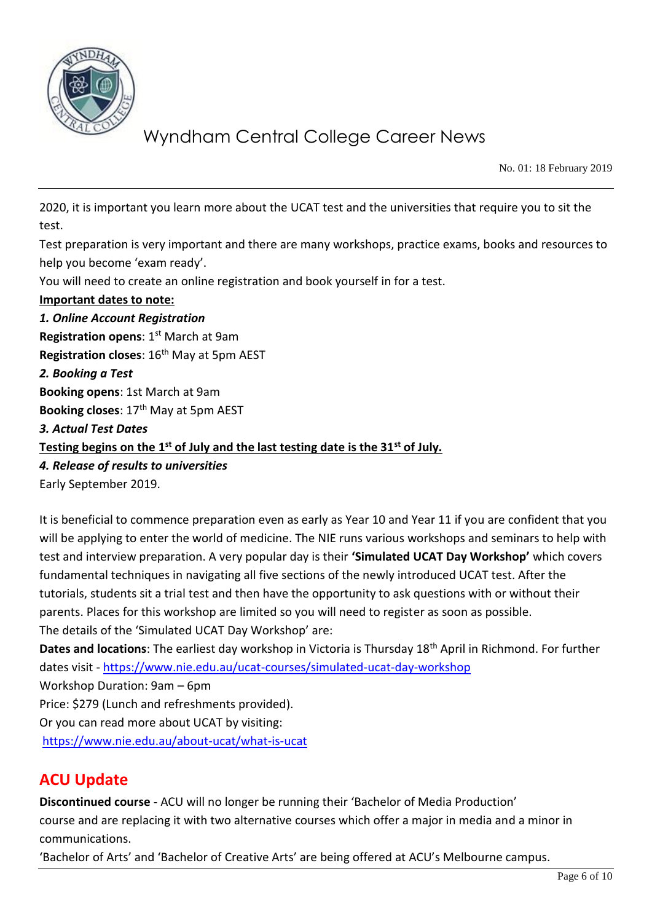2020, it is important you learn more about the UCAT test and the universities that require you to sit the test.

Test preparation is very important and there are many workshops, practice exams, books and resources to help you become 'exam ready'.

You will need to create an online registration and book yourself in for a test.

**Important dates to note:**

***1. Online Account Registration***

**Registration opens**: 1st March at 9am

**Registration closes**: 16th May at 5pm AEST

***2. Booking a Test***

**Booking opens**: 1st March at 9am

**Booking closes**: 17th May at 5pm AEST

***3. Actual Test Dates***

**Testing begins on the 1st of July and the last testing date is the 31st of July.**

***4. Release of results to universities***

Early September 2019.

It is beneficial to commence preparation even as early as Year 10 and Year 11 if you are confident that you will be applying to enter the world of medicine. The NIE runs various workshops and seminars to help with test and interview preparation. A very popular day is their **'Simulated UCAT Day Workshop'** which covers fundamental techniques in navigating all five sections of the newly introduced UCAT test. After the tutorials, students sit a trial test and then have the opportunity to ask questions with or without their parents. Places for this workshop are limited so you will need to register as soon as possible.

The details of the 'Simulated UCAT Day Workshop' are:

**Dates and locations**: The earliest day workshop in Victoria is Thursday 18th April in Richmond. For further dates visit - https://www.nie.edu.au/ucat-courses/simulated-ucat-day-workshop

Workshop Duration: 9am – 6pm

Price: $279 (Lunch and refreshments provided).

Or you can read more about UCAT by visiting:

https://www.nie.edu.au/about-ucat/what-is-ucat

## ACU Update

**Discontinued course** - ACU will no longer be running their 'Bachelor of Media Production' course and are replacing it with two alternative courses which offer a major in media and a minor in communications.

'Bachelor of Arts' and 'Bachelor of Creative Arts' are being offered at ACU's Melbourne campus.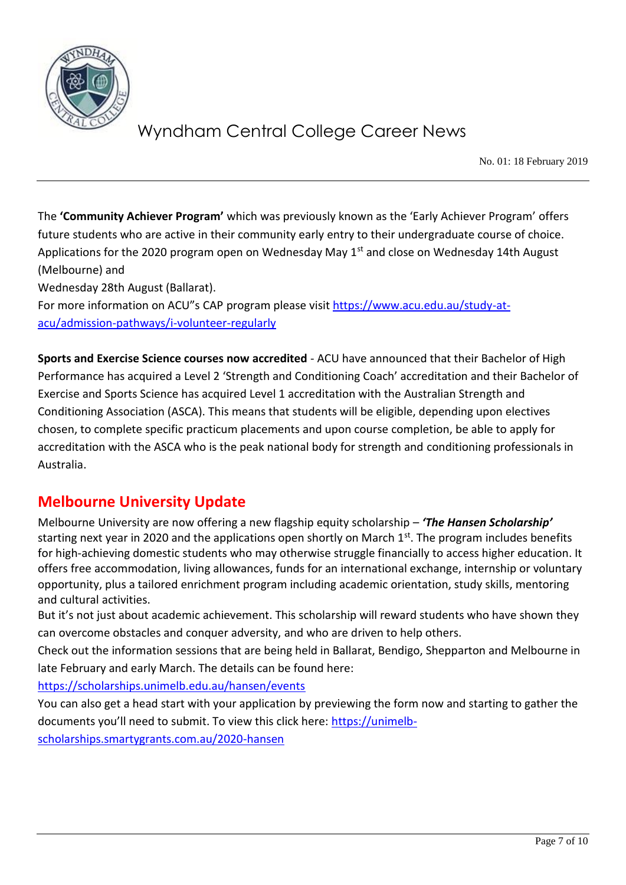The **'Community Achiever Program'** which was previously known as the 'Early Achiever Program' offers future students who are active in their community early entry to their undergraduate course of choice. Applications for the 2020 program open on Wednesday May 1st and close on Wednesday 14th August (Melbourne) and

Wednesday 28th August (Ballarat).

For more information on ACU"s CAP program please visit https://www.acu.edu.au/study-at-acu/admission-pathways/i-volunteer-regularly

**Sports and Exercise Science courses now accredited** - ACU have announced that their Bachelor of High Performance has acquired a Level 2 'Strength and Conditioning Coach' accreditation and their Bachelor of Exercise and Sports Science has acquired Level 1 accreditation with the Australian Strength and Conditioning Association (ASCA). This means that students will be eligible, depending upon electives chosen, to complete specific practicum placements and upon course completion, be able to apply for accreditation with the ASCA who is the peak national body for strength and conditioning professionals in Australia.

## Melbourne University Update

Melbourne University are now offering a new flagship equity scholarship – ***'The Hansen Scholarship'*** starting next year in 2020 and the applications open shortly on March 1st. The program includes benefits for high-achieving domestic students who may otherwise struggle financially to access higher education. It offers free accommodation, living allowances, funds for an international exchange, internship or voluntary opportunity, plus a tailored enrichment program including academic orientation, study skills, mentoring and cultural activities.

But it's not just about academic achievement. This scholarship will reward students who have shown they can overcome obstacles and conquer adversity, and who are driven to help others.

Check out the information sessions that are being held in Ballarat, Bendigo, Shepparton and Melbourne in late February and early March. The details can be found here:

https://scholarships.unimelb.edu.au/hansen/events

You can also get a head start with your application by previewing the form now and starting to gather the documents you'll need to submit. To view this click here: https://unimelb-scholarships.smartygrants.com.au/2020-hansen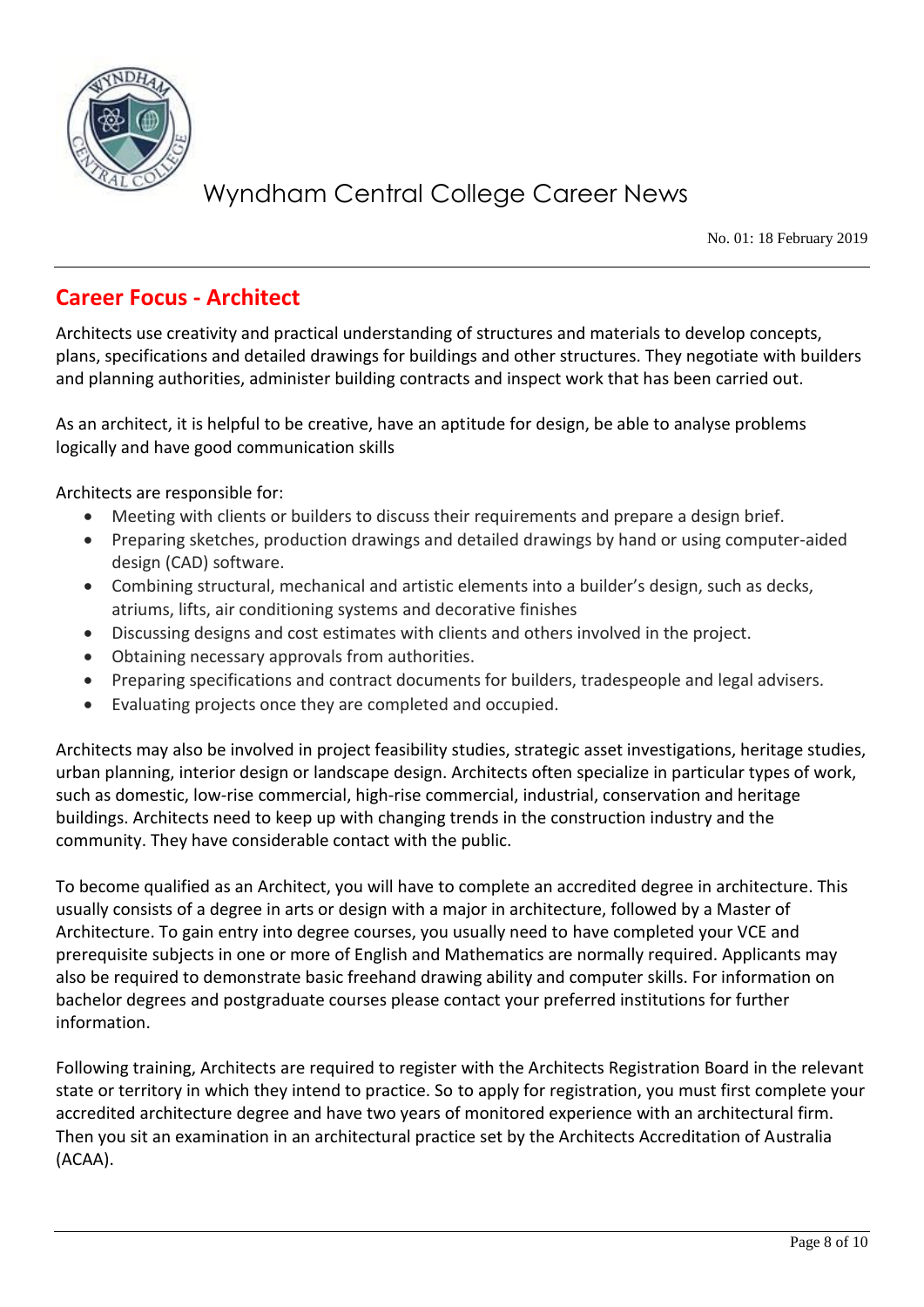## Career Focus - Architect

Architects use creativity and practical understanding of structures and materials to develop concepts, plans, specifications and detailed drawings for buildings and other structures. They negotiate with builders and planning authorities, administer building contracts and inspect work that has been carried out.

As an architect, it is helpful to be creative, have an aptitude for design, be able to analyse problems logically and have good communication skills

Architects are responsible for:

- Meeting with clients or builders to discuss their requirements and prepare a design brief.
- Preparing sketches, production drawings and detailed drawings by hand or using computer-aided design (CAD) software.
- Combining structural, mechanical and artistic elements into a builder's design, such as decks, atriums, lifts, air conditioning systems and decorative finishes
- Discussing designs and cost estimates with clients and others involved in the project.
- Obtaining necessary approvals from authorities.
- Preparing specifications and contract documents for builders, tradespeople and legal advisers.
- Evaluating projects once they are completed and occupied.

Architects may also be involved in project feasibility studies, strategic asset investigations, heritage studies, urban planning, interior design or landscape design. Architects often specialize in particular types of work, such as domestic, low-rise commercial, high-rise commercial, industrial, conservation and heritage buildings. Architects need to keep up with changing trends in the construction industry and the community. They have considerable contact with the public.

To become qualified as an Architect, you will have to complete an accredited degree in architecture. This usually consists of a degree in arts or design with a major in architecture, followed by a Master of Architecture. To gain entry into degree courses, you usually need to have completed your VCE and prerequisite subjects in one or more of English and Mathematics are normally required. Applicants may also be required to demonstrate basic freehand drawing ability and computer skills. For information on bachelor degrees and postgraduate courses please contact your preferred institutions for further information.

Following training, Architects are required to register with the Architects Registration Board in the relevant state or territory in which they intend to practice. So to apply for registration, you must first complete your accredited architecture degree and have two years of monitored experience with an architectural firm. Then you sit an examination in an architectural practice set by the Architects Accreditation of Australia (ACAA).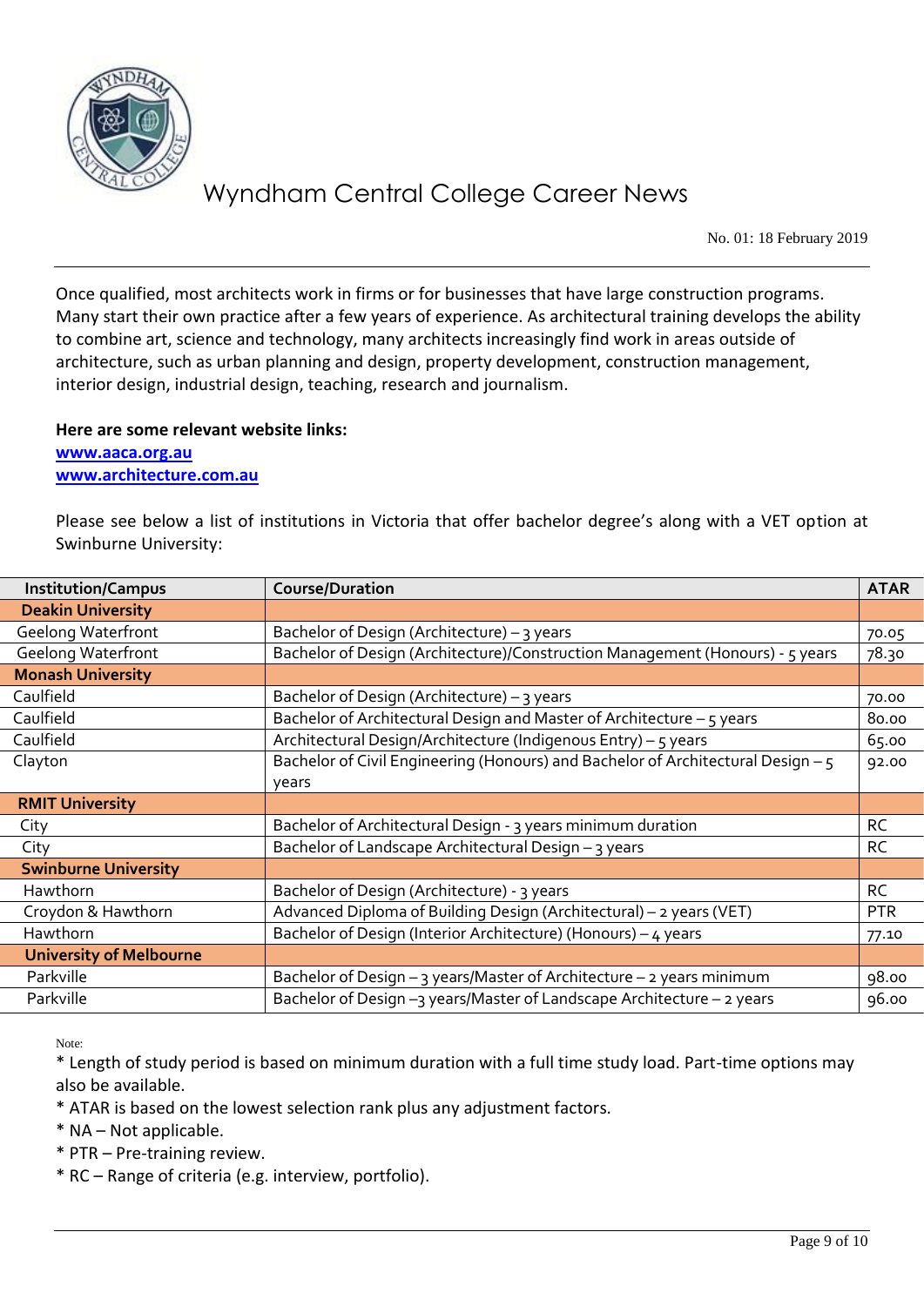Once qualified, most architects work in firms or for businesses that have large construction programs. Many start their own practice after a few years of experience. As architectural training develops the ability to combine art, science and technology, many architects increasingly find work in areas outside of architecture, such as urban planning and design, property development, construction management, interior design, industrial design, teaching, research and journalism.

**Here are some relevant website links:**
**www.aaca.org.au**
**www.architecture.com.au**

Please see below a list of institutions in Victoria that offer bachelor degree's along with a VET option at Swinburne University:

| Institution/Campus | Course/Duration | ATAR |
|---|---|---|
| **Deakin University** | | |
| Geelong Waterfront | Bachelor of Design (Architecture) – 3 years | 70.05 |
| Geelong Waterfront | Bachelor of Design (Architecture)/Construction Management (Honours) - 5 years | 78.30 |
| **Monash University** | | |
| Caulfield | Bachelor of Design (Architecture) – 3 years | 70.00 |
| Caulfield | Bachelor of Architectural Design and Master of Architecture – 5 years | 80.00 |
| Caulfield | Architectural Design/Architecture (Indigenous Entry) – 5 years | 65.00 |
| Clayton | Bachelor of Civil Engineering (Honours) and Bachelor of Architectural Design – 5 years | 92.00 |
| **RMIT University** | | |
| City | Bachelor of Architectural Design - 3 years minimum duration | RC |
| City | Bachelor of Landscape Architectural Design – 3 years | RC |
| **Swinburne University** | | |
| Hawthorn | Bachelor of Design (Architecture) - 3 years | RC |
| Croydon & Hawthorn | Advanced Diploma of Building Design (Architectural) – 2 years (VET) | PTR |
| Hawthorn | Bachelor of Design (Interior Architecture) (Honours) – 4 years | 77.10 |
| **University of Melbourne** | | |
| Parkville | Bachelor of Design – 3 years/Master of Architecture – 2 years minimum | 98.00 |
| Parkville | Bachelor of Design –3 years/Master of Landscape Architecture – 2 years | 96.00 |

Note:

* Length of study period is based on minimum duration with a full time study load. Part-time options may also be available.
* ATAR is based on the lowest selection rank plus any adjustment factors.
* NA – Not applicable.
* PTR – Pre-training review.
* RC – Range of criteria (e.g. interview, portfolio).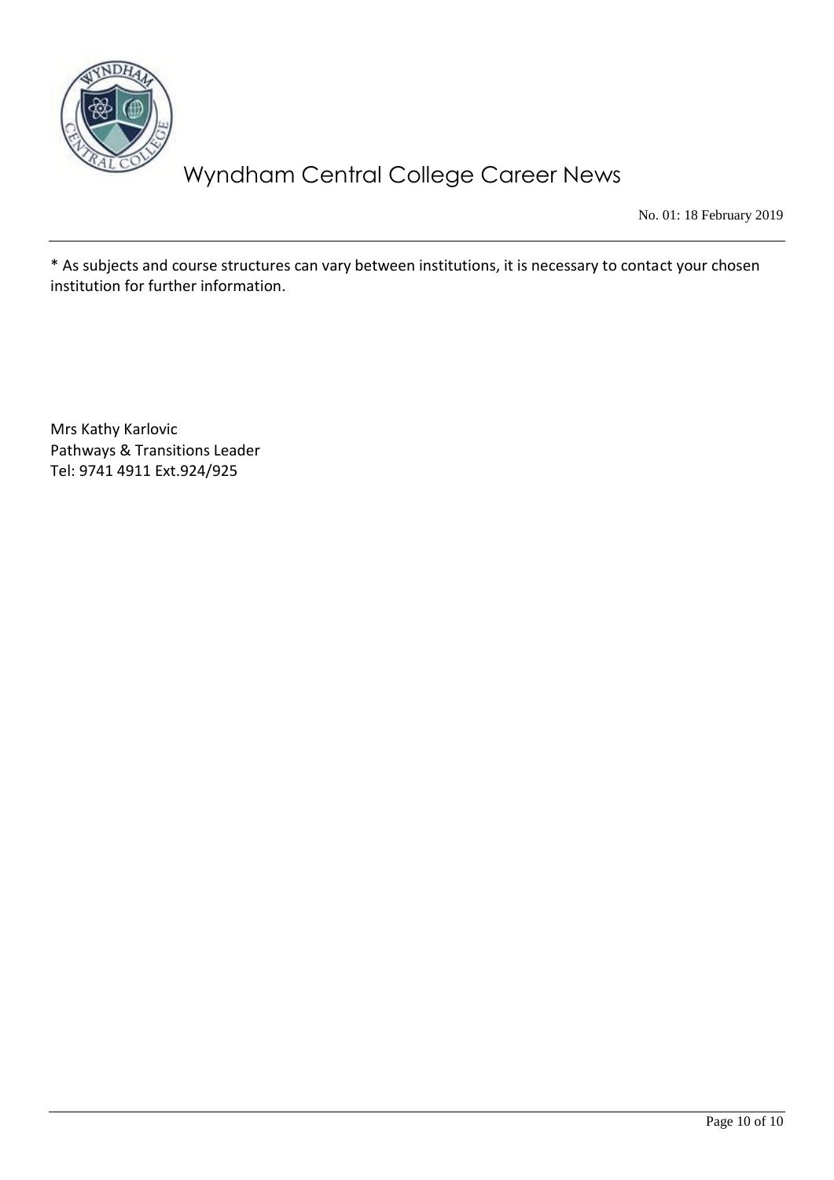* As subjects and course structures can vary between institutions, it is necessary to contact your chosen institution for further information.

Mrs Kathy Karlovic
Pathways & Transitions Leader
Tel: 9741 4911 Ext.924/925